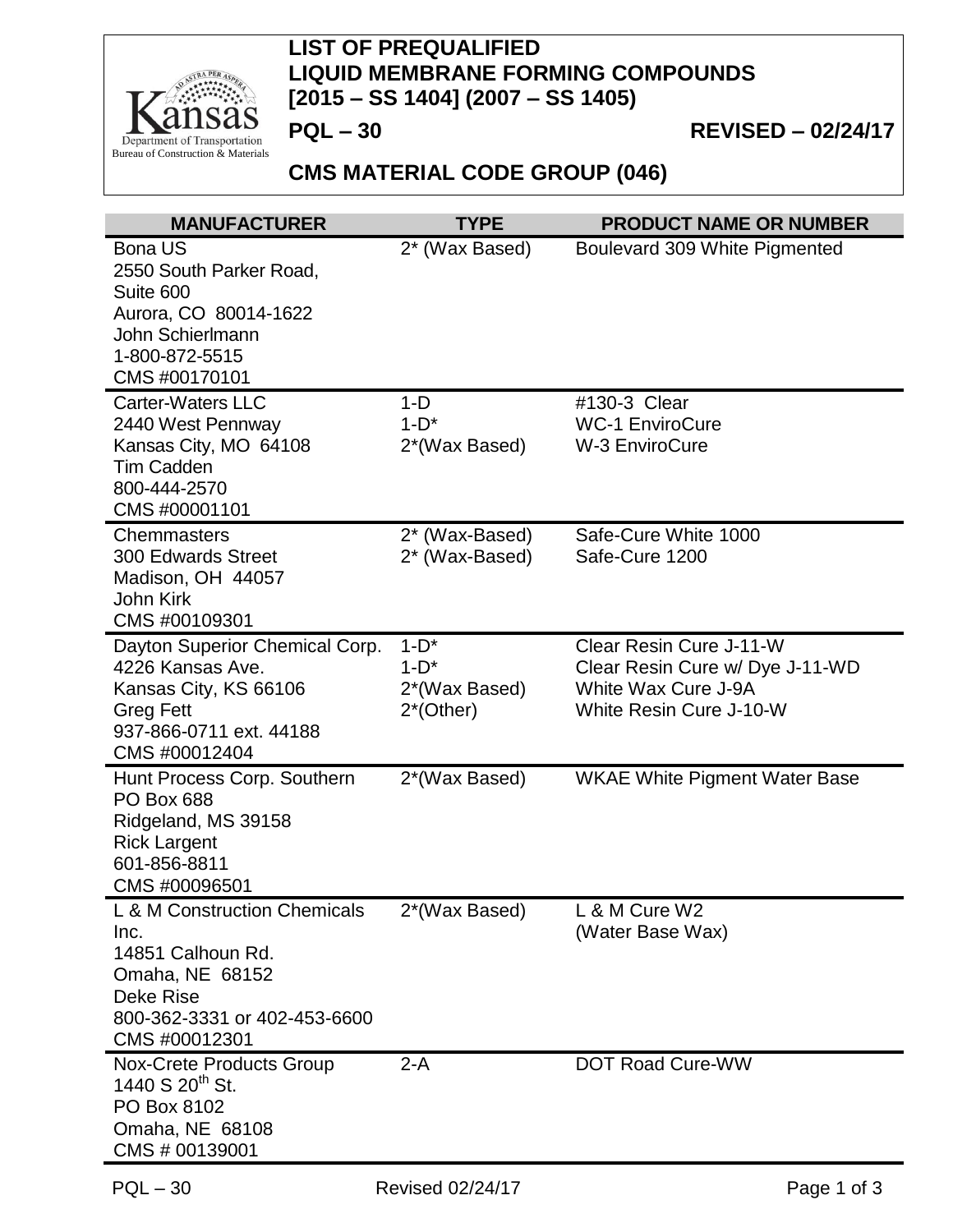# LIST OF PREQUALIFIED LIQUID MEMBRANE FORMING COMPOUNDS [2015 – SS 1404] (2007 – SS 1405)

Kansas Department of Transportation
Bureau of Construction & Materials

**PQL – 30** **REVISED – 02/24/17**

## CMS MATERIAL CODE GROUP (046)

| MANUFACTURER | TYPE | PRODUCT NAME OR NUMBER |
|---|---|---|
| Bona US<br>2550 South Parker Road,<br>Suite 600<br>Aurora, CO 80014-1622<br>John Schierlmann<br>1-800-872-5515<br>CMS #00170101 | 2* (Wax Based) | Boulevard 309 White Pigmented |
| Carter-Waters LLC<br>2440 West Pennway<br>Kansas City, MO 64108<br>Tim Cadden<br>800-444-2570<br>CMS #00001101 | 1-D<br>1-D*<br>2*(Wax Based) | #130-3 Clear<br>WC-1 EnviroCure<br>W-3 EnviroCure |
| Chemmasters<br>300 Edwards Street<br>Madison, OH 44057<br>John Kirk<br>CMS #00109301 | 2* (Wax-Based)<br>2* (Wax-Based) | Safe-Cure White 1000<br>Safe-Cure 1200 |
| Dayton Superior Chemical Corp.<br>4226 Kansas Ave.<br>Kansas City, KS 66106<br>Greg Fett<br>937-866-0711 ext. 44188<br>CMS #00012404 | 1-D*<br>1-D*<br>2*(Wax Based)<br>2*(Other) | Clear Resin Cure J-11-W<br>Clear Resin Cure w/ Dye J-11-WD<br>White Wax Cure J-9A<br>White Resin Cure J-10-W |
| Hunt Process Corp. Southern<br>PO Box 688<br>Ridgeland, MS 39158<br>Rick Largent<br>601-856-8811<br>CMS #00096501 | 2*(Wax Based) | WKAE White Pigment Water Base |
| L & M Construction Chemicals Inc.<br>14851 Calhoun Rd.<br>Omaha, NE 68152<br>Deke Rise<br>800-362-3331 or 402-453-6600<br>CMS #00012301 | 2*(Wax Based) | L & M Cure W2<br>(Water Base Wax) |
| Nox-Crete Products Group<br>1440 S 20th St.<br>PO Box 8102<br>Omaha, NE 68108<br>CMS # 00139001 | 2-A | DOT Road Cure-WW |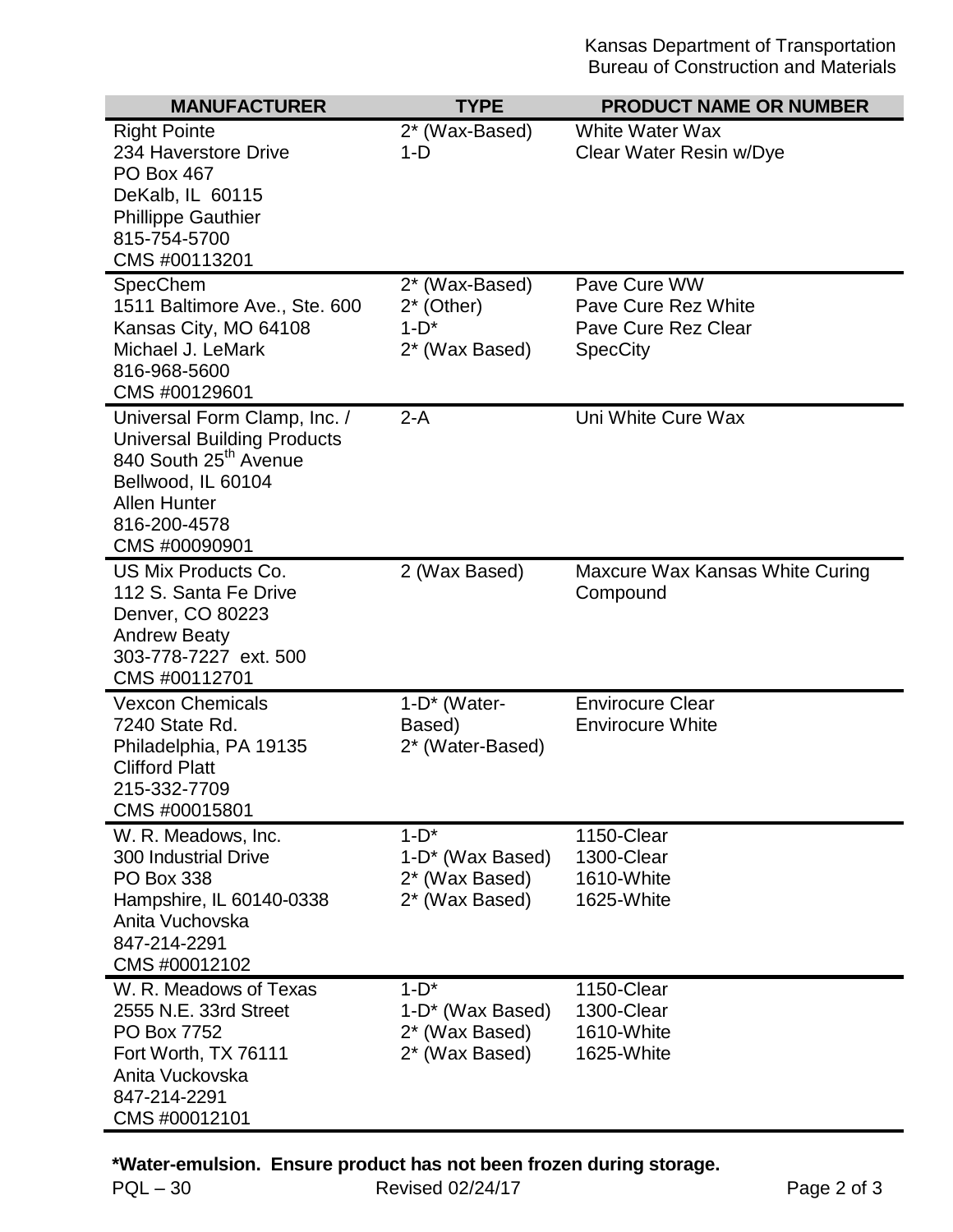| MANUFACTURER | TYPE | PRODUCT NAME OR NUMBER |
|---|---|---|
| Right Pointe<br>234 Haverstore Drive<br>PO Box 467<br>DeKalb, IL 60115<br>Phillippe Gauthier<br>815-754-5700<br>CMS #00113201 | 2* (Wax-Based)<br>1-D | White Water Wax<br>Clear Water Resin w/Dye |
| SpecChem<br>1511 Baltimore Ave., Ste. 600<br>Kansas City, MO 64108<br>Michael J. LeMark<br>816-968-5600<br>CMS #00129601 | 2* (Wax-Based)<br>2* (Other)<br>1-D*<br>2* (Wax Based) | Pave Cure WW<br>Pave Cure Rez White<br>Pave Cure Rez Clear<br>SpecCity |
| Universal Form Clamp, Inc. /<br>Universal Building Products<br>840 South 25th Avenue<br>Bellwood, IL 60104<br>Allen Hunter<br>816-200-4578<br>CMS #00090901 | 2-A | Uni White Cure Wax |
| US Mix Products Co.<br>112 S. Santa Fe Drive<br>Denver, CO 80223<br>Andrew Beaty<br>303-778-7227 ext. 500<br>CMS #00112701 | 2 (Wax Based) | Maxcure Wax Kansas White Curing Compound |
| Vexcon Chemicals<br>7240 State Rd.<br>Philadelphia, PA 19135<br>Clifford Platt<br>215-332-7709<br>CMS #00015801 | 1-D* (Water-Based)<br>2* (Water-Based) | Envirocure Clear<br>Envirocure White |
| W. R. Meadows, Inc.<br>300 Industrial Drive<br>PO Box 338<br>Hampshire, IL 60140-0338<br>Anita Vuchovska<br>847-214-2291<br>CMS #00012102 | 1-D*<br>1-D* (Wax Based)<br>2* (Wax Based)<br>2* (Wax Based) | 1150-Clear<br>1300-Clear<br>1610-White<br>1625-White |
| W. R. Meadows of Texas<br>2555 N.E. 33rd Street<br>PO Box 7752<br>Fort Worth, TX 76111<br>Anita Vuckovska<br>847-214-2291<br>CMS #00012101 | 1-D*<br>1-D* (Wax Based)<br>2* (Wax Based)<br>2* (Wax Based) | 1150-Clear<br>1300-Clear<br>1610-White<br>1625-White |

**\*Water-emulsion. Ensure product has not been frozen during storage.**

PQL – 30 Revised 02/24/17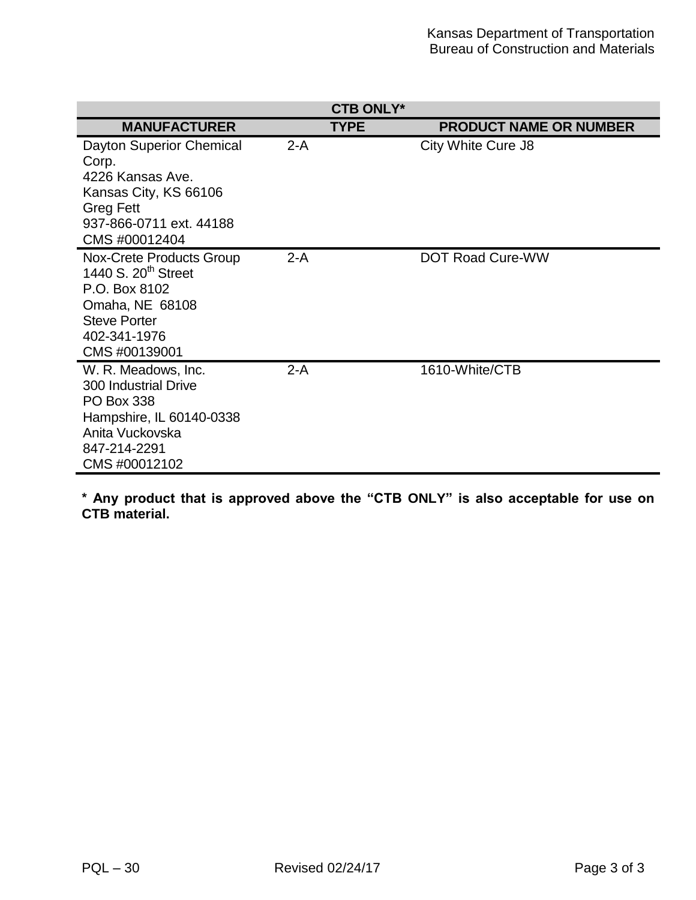| CTB ONLY* | | |
|---|---|---|
| **MANUFACTURER** | **TYPE** | **PRODUCT NAME OR NUMBER** |
| Dayton Superior Chemical Corp.<br>4226 Kansas Ave.<br>Kansas City, KS 66106<br>Greg Fett<br>937-866-0711 ext. 44188<br>CMS #00012404 | 2-A | City White Cure J8 |
| Nox-Crete Products Group<br>1440 S. 20th Street<br>P.O. Box 8102<br>Omaha, NE 68108<br>Steve Porter<br>402-341-1976<br>CMS #00139001 | 2-A | DOT Road Cure-WW |
| W. R. Meadows, Inc.<br>300 Industrial Drive<br>PO Box 338<br>Hampshire, IL 60140-0338<br>Anita Vuckovska<br>847-214-2291<br>CMS #00012102 | 2-A | 1610-White/CTB |

**\* Any product that is approved above the "CTB ONLY" is also acceptable for use on CTB material.**